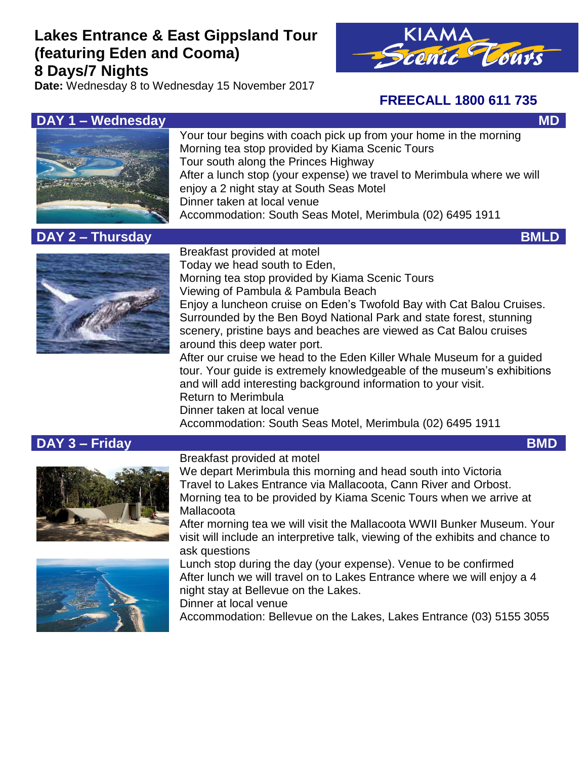# Lakes Entrance & East Gippsland Tour (featuring Eden and Cooma)
# 8 Days/7 Nights

**Date:** Wednesday 8 to Wednesday 15 November 2017

KIAMA Scenic Tours

**FREECALL 1800 611 735**

## DAY 1 – Wednesday — MD

Your tour begins with coach pick up from your home in the morning
Morning tea stop provided by Kiama Scenic Tours
Tour south along the Princes Highway
After a lunch stop (your expense) we travel to Merimbula where we will enjoy a 2 night stay at South Seas Motel
Dinner taken at local venue
Accommodation: South Seas Motel, Merimbula (02) 6495 1911

## DAY 2 – Thursday — BMLD

Breakfast provided at motel
Today we head south to Eden,
Morning tea stop provided by Kiama Scenic Tours
Viewing of Pambula & Pambula Beach
Enjoy a luncheon cruise on Eden's Twofold Bay with Cat Balou Cruises. Surrounded by the Ben Boyd National Park and state forest, stunning scenery, pristine bays and beaches are viewed as Cat Balou cruises around this deep water port.
After our cruise we head to the Eden Killer Whale Museum for a guided tour. Your guide is extremely knowledgeable of the museum's exhibitions and will add interesting background information to your visit.
Return to Merimbula
Dinner taken at local venue
Accommodation: South Seas Motel, Merimbula (02) 6495 1911

## DAY 3 – Friday — BMD

Breakfast provided at motel
We depart Merimbula this morning and head south into Victoria
Travel to Lakes Entrance via Mallacoota, Cann River and Orbost.
Morning tea to be provided by Kiama Scenic Tours when we arrive at Mallacoota
After morning tea we will visit the Mallacoota WWII Bunker Museum. Your visit will include an interpretive talk, viewing of the exhibits and chance to ask questions
Lunch stop during the day (your expense). Venue to be confirmed
After lunch we will travel on to Lakes Entrance where we will enjoy a 4 night stay at Bellevue on the Lakes.
Dinner at local venue
Accommodation: Bellevue on the Lakes, Lakes Entrance (03) 5155 3055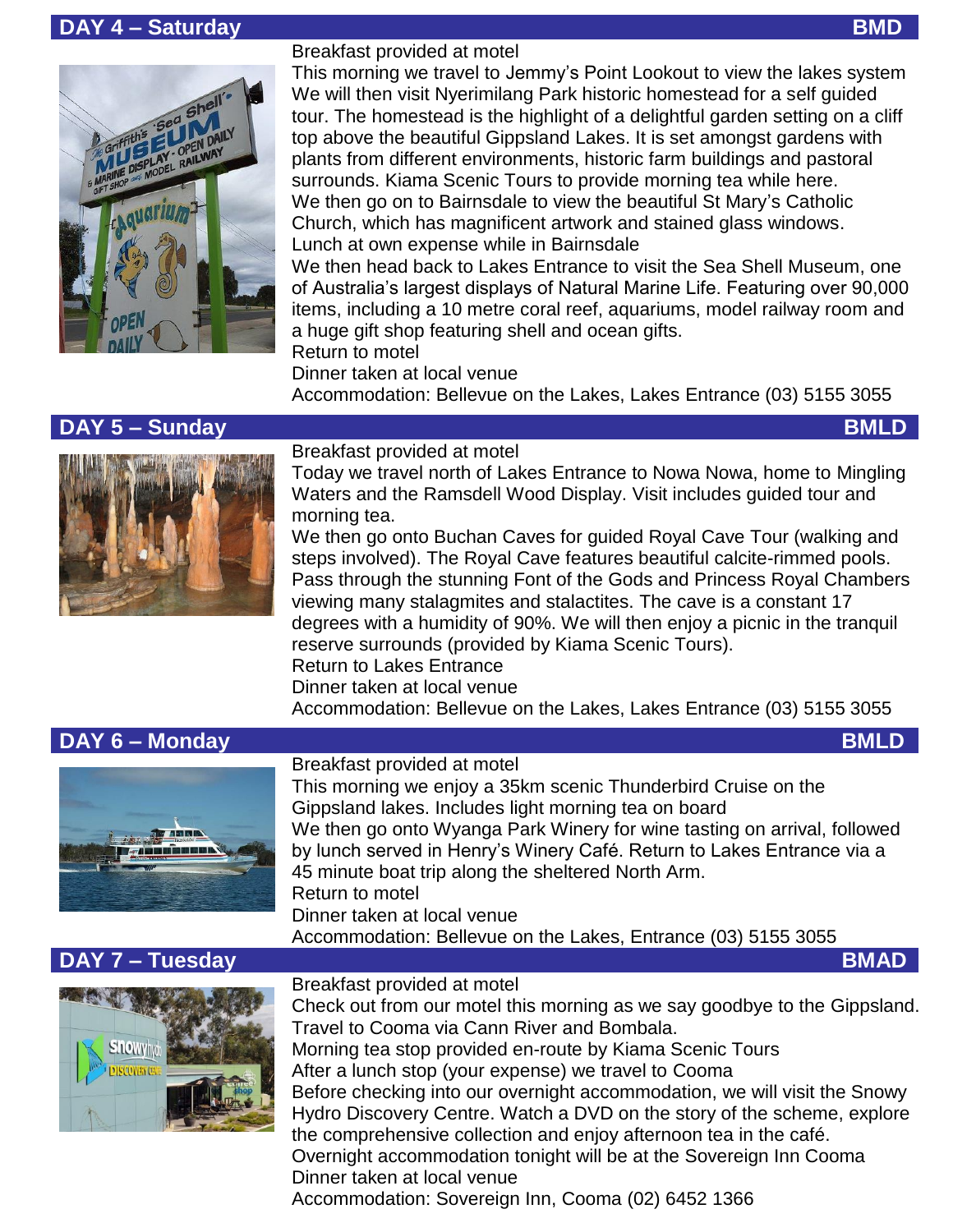## DAY 4 – Saturday **BMD**

Breakfast provided at motel
This morning we travel to Jemmy's Point Lookout to view the lakes system
We will then visit Nyerimilang Park historic homestead for a self guided tour. The homestead is the highlight of a delightful garden setting on a cliff top above the beautiful Gippsland Lakes. It is set amongst gardens with plants from different environments, historic farm buildings and pastoral surrounds. Kiama Scenic Tours to provide morning tea while here.
We then go on to Bairnsdale to view the beautiful St Mary's Catholic Church, which has magnificent artwork and stained glass windows.
Lunch at own expense while in Bairnsdale
We then head back to Lakes Entrance to visit the Sea Shell Museum, one of Australia's largest displays of Natural Marine Life. Featuring over 90,000 items, including a 10 metre coral reef, aquariums, model railway room and a huge gift shop featuring shell and ocean gifts.
Return to motel
Dinner taken at local venue
Accommodation: Bellevue on the Lakes, Lakes Entrance (03) 5155 3055

## DAY 5 – Sunday **BMLD**

Breakfast provided at motel
Today we travel north of Lakes Entrance to Nowa Nowa, home to Mingling Waters and the Ramsdell Wood Display. Visit includes guided tour and morning tea.
We then go onto Buchan Caves for guided Royal Cave Tour (walking and steps involved). The Royal Cave features beautiful calcite-rimmed pools. Pass through the stunning Font of the Gods and Princess Royal Chambers viewing many stalagmites and stalactites. The cave is a constant 17 degrees with a humidity of 90%. We will then enjoy a picnic in the tranquil reserve surrounds (provided by Kiama Scenic Tours).
Return to Lakes Entrance
Dinner taken at local venue
Accommodation: Bellevue on the Lakes, Lakes Entrance (03) 5155 3055

## DAY 6 – Monday **BMLD**

Breakfast provided at motel
This morning we enjoy a 35km scenic Thunderbird Cruise on the Gippsland lakes. Includes light morning tea on board
We then go onto Wyanga Park Winery for wine tasting on arrival, followed by lunch served in Henry's Winery Café. Return to Lakes Entrance via a 45 minute boat trip along the sheltered North Arm.
Return to motel
Dinner taken at local venue
Accommodation: Bellevue on the Lakes, Entrance (03) 5155 3055

## DAY 7 – Tuesday **BMAD**

Breakfast provided at motel
Check out from our motel this morning as we say goodbye to the Gippsland.
Travel to Cooma via Cann River and Bombala.
Morning tea stop provided en-route by Kiama Scenic Tours
After a lunch stop (your expense) we travel to Cooma
Before checking into our overnight accommodation, we will visit the Snowy Hydro Discovery Centre. Watch a DVD on the story of the scheme, explore the comprehensive collection and enjoy afternoon tea in the café.
Overnight accommodation tonight will be at the Sovereign Inn Cooma
Dinner taken at local venue
Accommodation: Sovereign Inn, Cooma (02) 6452 1366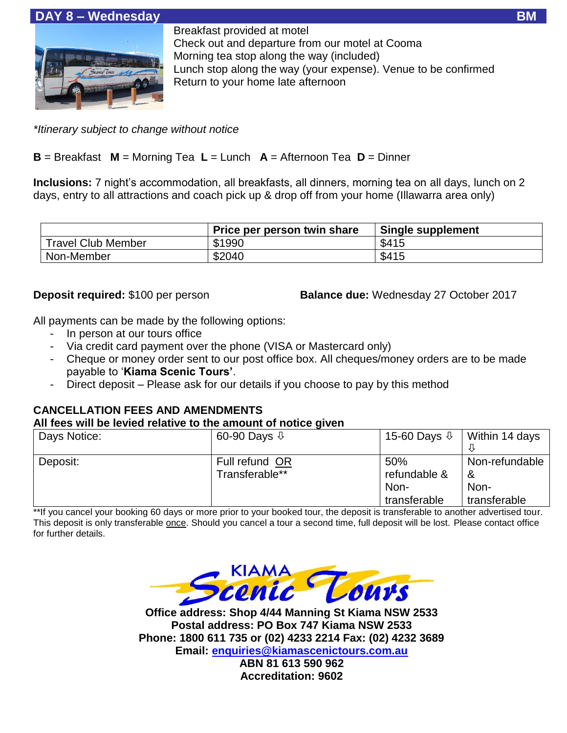## DAY 8 – Wednesday BM

Breakfast provided at motel
Check out and departure from our motel at Cooma
Morning tea stop along the way (included)
Lunch stop along the way (your expense). Venue to be confirmed
Return to your home late afternoon

*\*Itinerary subject to change without notice*

**B** = Breakfast **M** = Morning Tea **L** = Lunch **A** = Afternoon Tea **D** = Dinner

**Inclusions:** 7 night's accommodation, all breakfasts, all dinners, morning tea on all days, lunch on 2 days, entry to all attractions and coach pick up & drop off from your home (Illawarra area only)

| | Price per person twin share | Single supplement |
|---|---|---|
| Travel Club Member | $1990 | $415 |
| Non-Member | $2040 | $415 |

**Deposit required:** $100 per person

**Balance due:** Wednesday 27 October 2017

All payments can be made by the following options:

- In person at our tours office
- Via credit card payment over the phone (VISA or Mastercard only)
- Cheque or money order sent to our post office box. All cheques/money orders are to be made payable to '**Kiama Scenic Tours'**.
- Direct deposit – Please ask for our details if you choose to pay by this method

**CANCELLATION FEES AND AMENDMENTS**
**All fees will be levied relative to the amount of notice given**

| Days Notice: | 60-90 Days ⇩ | 15-60 Days ⇩ | Within 14 days ⇩ |
|---|---|---|---|
| Deposit: | Full refund OR Transferable** | 50% refundable & Non-transferable | Non-refundable & Non-transferable |

**If you cancel your booking 60 days or more prior to your booked tour, the deposit is transferable to another advertised tour. This deposit is only transferable once. Should you cancel a tour a second time, full deposit will be lost. Please contact office for further details.

KIAMA Scenic Tours

**Office address: Shop 4/44 Manning St Kiama NSW 2533**
**Postal address: PO Box 747 Kiama NSW 2533**
**Phone: 1800 611 735 or (02) 4233 2214 Fax: (02) 4232 3689**
**Email: enquiries@kiamascenictours.com.au**
**ABN 81 613 590 962**
**Accreditation: 9602**